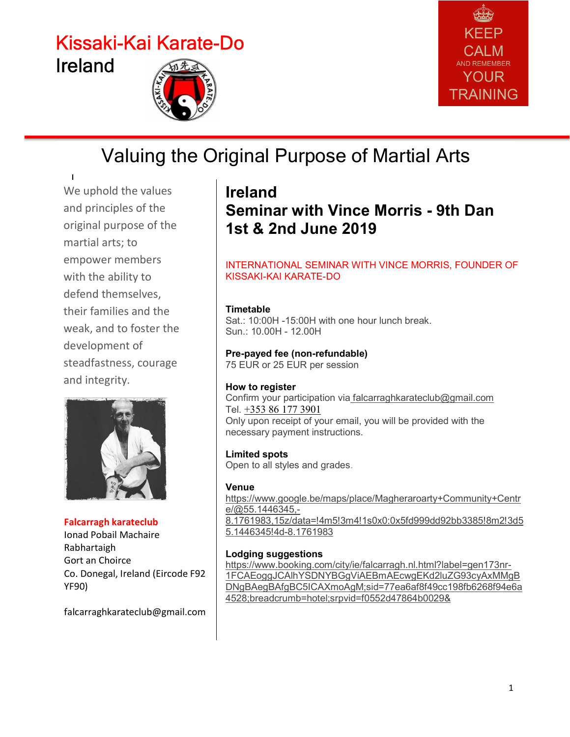# Kissaki-Kai Karate-Do

Ireland

KEEP CALM AND REMEMBER YOUR TRAINING

## Valuing the Original Purpose of Martial Arts

We uphold the values and principles of the original purpose of the martial arts; to empower members with the ability to defend themselves, their families and the weak, and to foster the development of steadfastness, courage and integrity.

**Falcarragh karateclub**
Ionad Pobail Machaire Rabhartaigh
Gort an Choirce
Co. Donegal, Ireland (Eircode F92 YF90)

falcarraghkarateclub@gmail.com

## Ireland
## Seminar with Vince Morris - 9th Dan
## 1st & 2nd June 2019

INTERNATIONAL SEMINAR WITH VINCE MORRIS, FOUNDER OF KISSAKI-KAI KARATE-DO

**Timetable**
Sat.: 10:00H -15:00H with one hour lunch break.
Sun.: 10.00H - 12.00H

**Pre-payed fee (non-refundable)**
75 EUR or 25 EUR per session

**How to register**
Confirm your participation via falcarraghkarateclub@gmail.com
Tel. +353 86 177 3901
Only upon receipt of your email, you will be provided with the necessary payment instructions.

**Limited spots**
Open to all styles and grades.

**Venue**
https://www.google.be/maps/place/Magheraroarty+Community+Centre/@55.1446345,-8.1761983,15z/data=!4m5!3m4!1s0x0:0x5fd999dd92bb3385!8m2!3d55.1446345!4d-8.1761983

**Lodging suggestions**
https://www.booking.com/city/ie/falcarragh.nl.html?label=gen173nr-1FCAEoggJCAlhYSDNYBGgViAEBmAEcwgEKd2luZG93cyAxMMgBDNgBAegBAfgBC5ICAXmoAgM;sid=77ea6af8f49cc198fb6268f94e6a4528;breadcrumb=hotel;srpvid=f0552d47864b0029&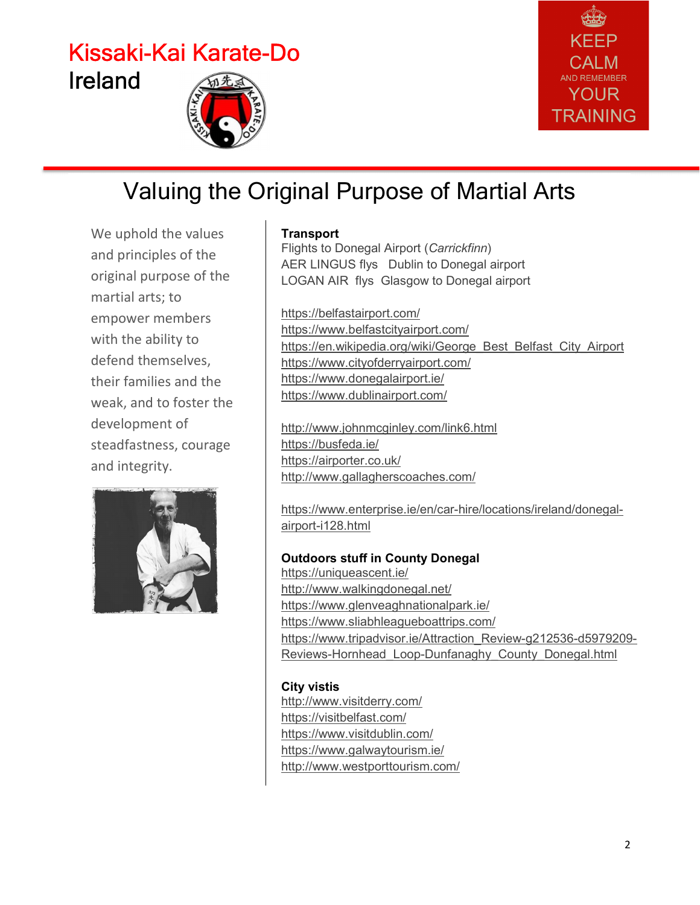# Kissaki-Kai Karate-Do
## Ireland

KEEP CALM AND REMEMBER YOUR TRAINING

## Valuing the Original Purpose of Martial Arts

We uphold the values and principles of the original purpose of the martial arts; to empower members with the ability to defend themselves, their families and the weak, and to foster the development of steadfastness, courage and integrity.

**Transport**
Flights to Donegal Airport (*Carrickfinn*)
AER LINGUS flys Dublin to Donegal airport
LOGAN AIR flys Glasgow to Donegal airport

https://belfastairport.com/
https://www.belfastcityairport.com/
https://en.wikipedia.org/wiki/George_Best_Belfast_City_Airport
https://www.cityofderryairport.com/
https://www.donegalairport.ie/
https://www.dublinairport.com/

http://www.johnmcginley.com/link6.html
https://busfeda.ie/
https://airporter.co.uk/
http://www.gallagherscoaches.com/

https://www.enterprise.ie/en/car-hire/locations/ireland/donegal-airport-i128.html

**Outdoors stuff in County Donegal**
https://uniqueascent.ie/
http://www.walkingdonegal.net/
https://www.glenveaghnationalpark.ie/
https://www.sliabhleagueboattrips.com/
https://www.tripadvisor.ie/Attraction_Review-g212536-d5979209-Reviews-Hornhead_Loop-Dunfanaghy_County_Donegal.html

**City vistis**
http://www.visitderry.com/
https://visitbelfast.com/
https://www.visitdublin.com/
https://www.galwaytourism.ie/
http://www.westporttourism.com/